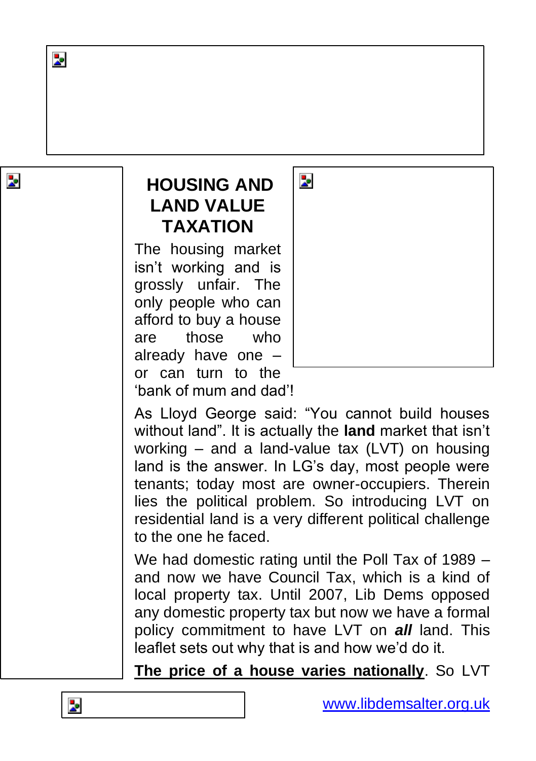# HOUSING AND LAND VALUE TAXATION

The housing market isn't working and is grossly unfair. The only people who can afford to buy a house are those who already have one – or can turn to the 'bank of mum and dad'!

As Lloyd George said: "You cannot build houses without land". It is actually the **land** market that isn't working – and a land-value tax (LVT) on housing land is the answer. In LG's day, most people were tenants; today most are owner-occupiers. Therein lies the political problem. So introducing LVT on residential land is a very different political challenge to the one he faced.

We had domestic rating until the Poll Tax of 1989 – and now we have Council Tax, which is a kind of local property tax. Until 2007, Lib Dems opposed any domestic property tax but now we have a formal policy commitment to have LVT on ***all*** land. This leaflet sets out why that is and how we'd do it.

**The price of a house varies nationally**. So LVT

www.libdemsalter.org.uk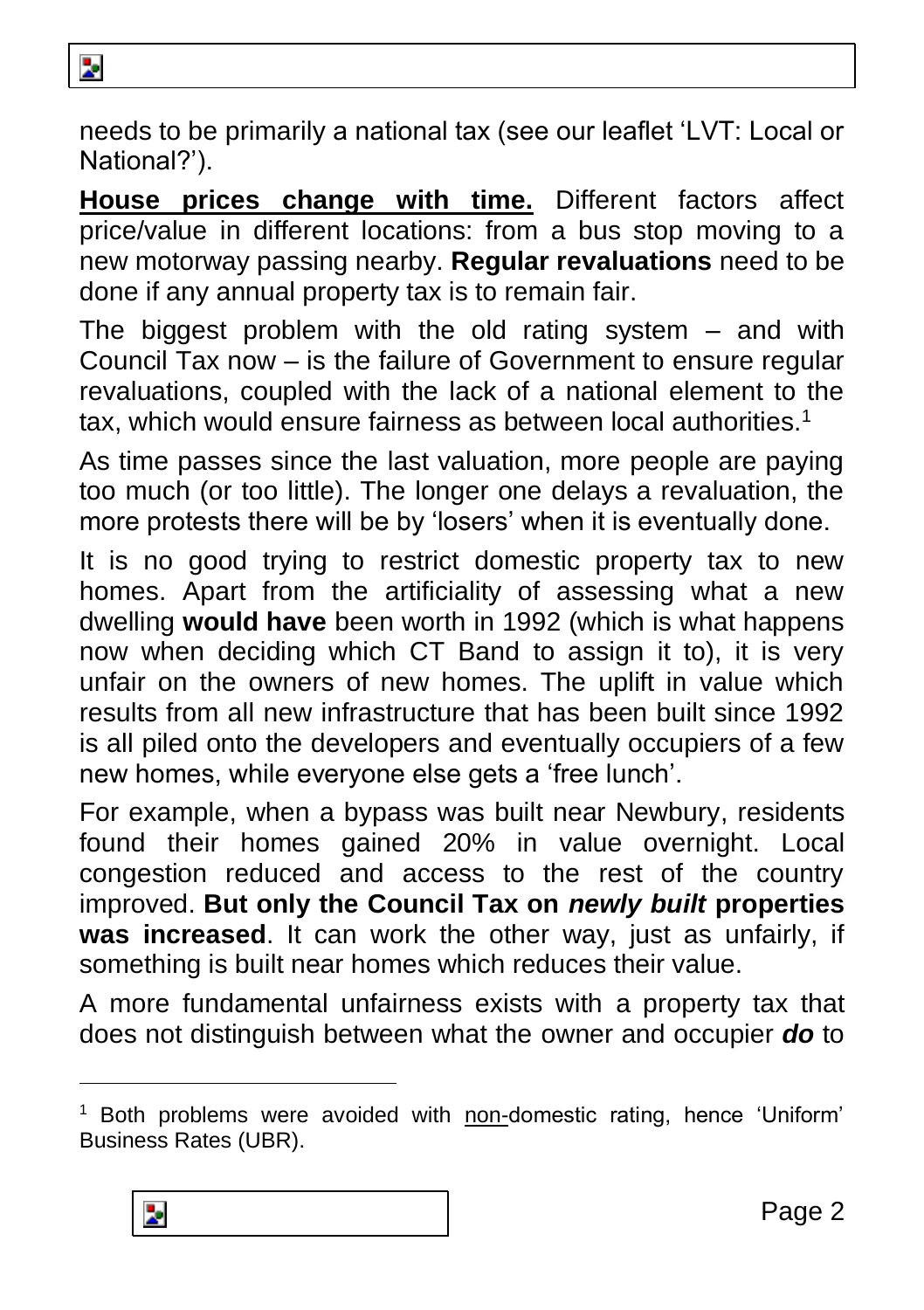needs to be primarily a national tax (see our leaflet 'LVT: Local or National?').

**House prices change with time.** Different factors affect price/value in different locations: from a bus stop moving to a new motorway passing nearby. **Regular revaluations** need to be done if any annual property tax is to remain fair.

The biggest problem with the old rating system – and with Council Tax now – is the failure of Government to ensure regular revaluations, coupled with the lack of a national element to the tax, which would ensure fairness as between local authorities.[1]

As time passes since the last valuation, more people are paying too much (or too little). The longer one delays a revaluation, the more protests there will be by 'losers' when it is eventually done.

It is no good trying to restrict domestic property tax to new homes. Apart from the artificiality of assessing what a new dwelling **would have** been worth in 1992 (which is what happens now when deciding which CT Band to assign it to), it is very unfair on the owners of new homes. The uplift in value which results from all new infrastructure that has been built since 1992 is all piled onto the developers and eventually occupiers of a few new homes, while everyone else gets a 'free lunch'.

For example, when a bypass was built near Newbury, residents found their homes gained 20% in value overnight. Local congestion reduced and access to the rest of the country improved. **But only the Council Tax on *newly built* properties was increased**. It can work the other way, just as unfairly, if something is built near homes which reduces their value.

A more fundamental unfairness exists with a property tax that does not distinguish between what the owner and occupier ***do*** to

---

[1] Both problems were avoided with non-domestic rating, hence 'Uniform' Business Rates (UBR).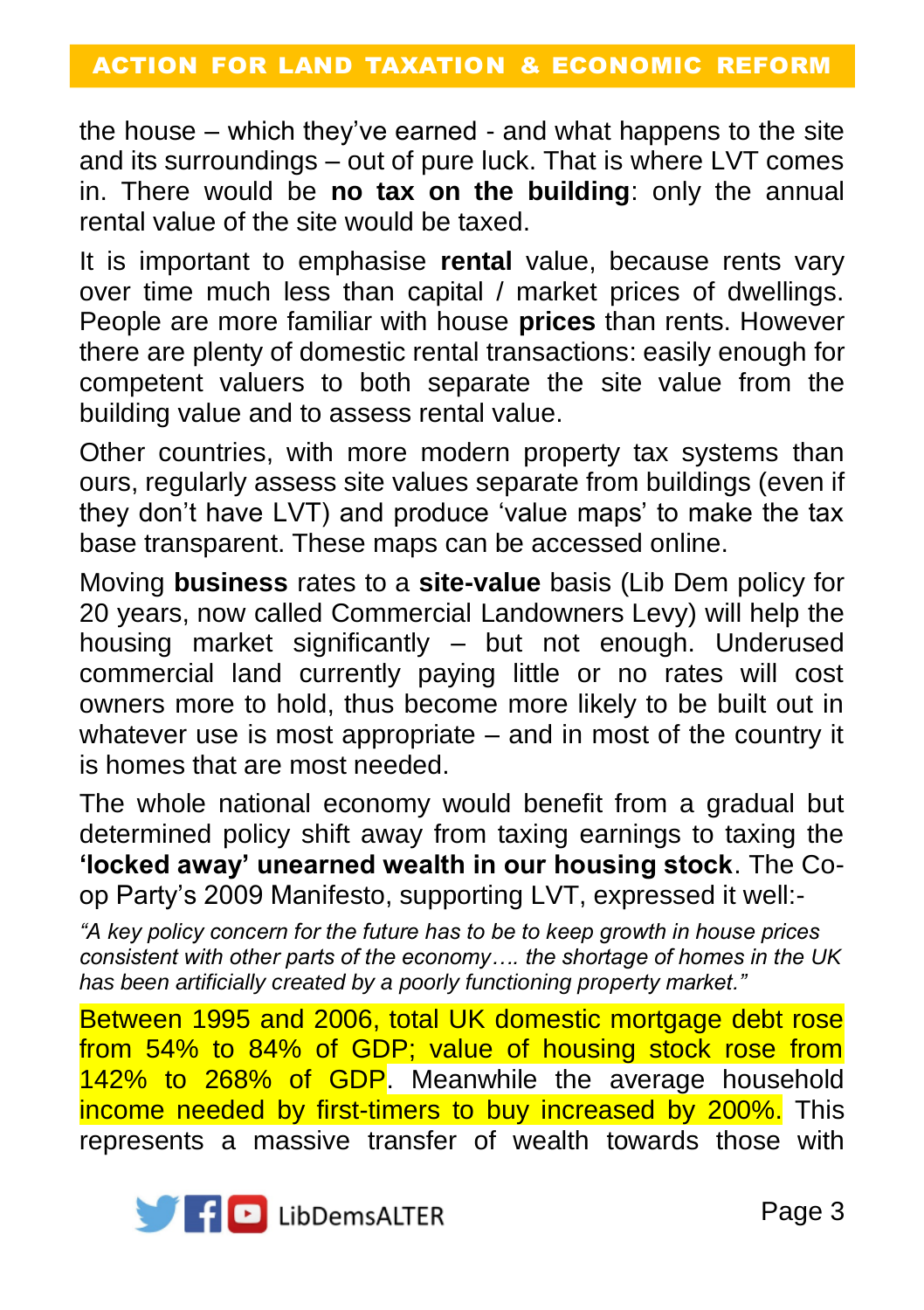the house – which they've earned - and what happens to the site and its surroundings – out of pure luck. That is where LVT comes in. There would be **no tax on the building**: only the annual rental value of the site would be taxed.

It is important to emphasise **rental** value, because rents vary over time much less than capital / market prices of dwellings. People are more familiar with house **prices** than rents. However there are plenty of domestic rental transactions: easily enough for competent valuers to both separate the site value from the building value and to assess rental value.

Other countries, with more modern property tax systems than ours, regularly assess site values separate from buildings (even if they don't have LVT) and produce 'value maps' to make the tax base transparent. These maps can be accessed online.

Moving **business** rates to a **site-value** basis (Lib Dem policy for 20 years, now called Commercial Landowners Levy) will help the housing market significantly – but not enough. Underused commercial land currently paying little or no rates will cost owners more to hold, thus become more likely to be built out in whatever use is most appropriate – and in most of the country it is homes that are most needed.

The whole national economy would benefit from a gradual but determined policy shift away from taxing earnings to taxing the **'locked away' unearned wealth in our housing stock**. The Co-op Party's 2009 Manifesto, supporting LVT, expressed it well:-

*"A key policy concern for the future has to be to keep growth in house prices consistent with other parts of the economy…. the shortage of homes in the UK has been artificially created by a poorly functioning property market."*

Between 1995 and 2006, total UK domestic mortgage debt rose from 54% to 84% of GDP; value of housing stock rose from 142% to 268% of GDP. Meanwhile the average household income needed by first-timers to buy increased by 200%. This represents a massive transfer of wealth towards those with

LibDemsALTER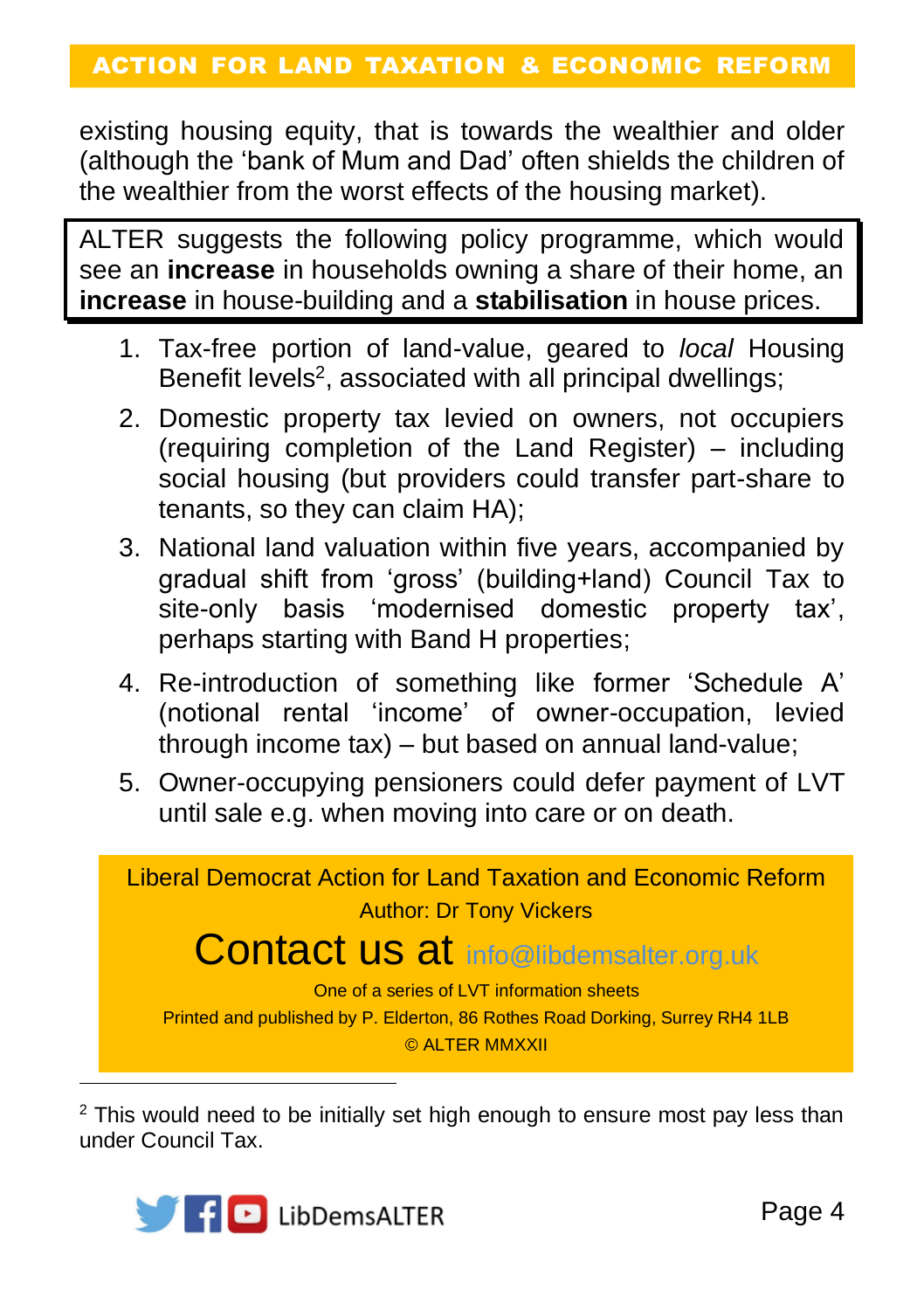existing housing equity, that is towards the wealthier and older (although the 'bank of Mum and Dad' often shields the children of the wealthier from the worst effects of the housing market).

ALTER suggests the following policy programme, which would see an **increase** in households owning a share of their home, an **increase** in house-building and a **stabilisation** in house prices.

1. Tax-free portion of land-value, geared to *local* Housing Benefit levels[2], associated with all principal dwellings;
2. Domestic property tax levied on owners, not occupiers (requiring completion of the Land Register) – including social housing (but providers could transfer part-share to tenants, so they can claim HA);
3. National land valuation within five years, accompanied by gradual shift from 'gross' (building+land) Council Tax to site-only basis 'modernised domestic property tax', perhaps starting with Band H properties;
4. Re-introduction of something like former 'Schedule A' (notional rental 'income' of owner-occupation, levied through income tax) – but based on annual land-value;
5. Owner-occupying pensioners could defer payment of LVT until sale e.g. when moving into care or on death.

Liberal Democrat Action for Land Taxation and Economic Reform

Author: Dr Tony Vickers

Contact us at info@libdemsalter.org.uk

One of a series of LVT information sheets

Printed and published by P. Elderton, 86 Rothes Road Dorking, Surrey RH4 1LB

© ALTER MMXXII

[2] This would need to be initially set high enough to ensure most pay less than under Council Tax.

LibDemsALTER